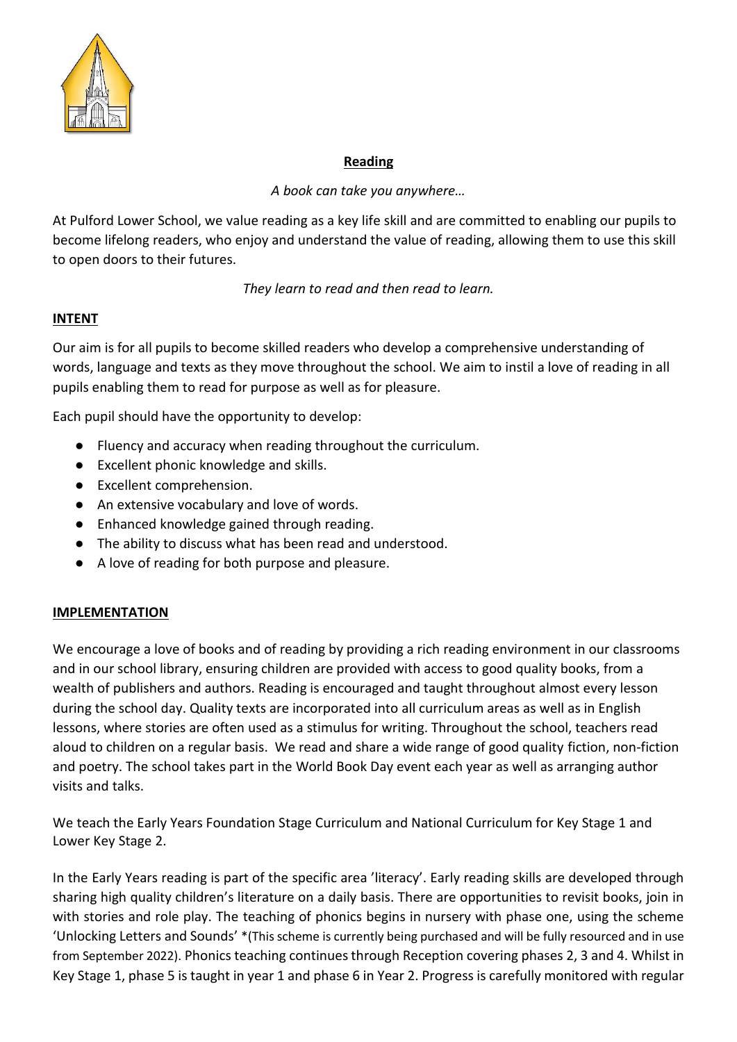# Reading

*A book can take you anywhere…*

At Pulford Lower School, we value reading as a key life skill and are committed to enabling our pupils to become lifelong readers, who enjoy and understand the value of reading, allowing them to use this skill to open doors to their futures.

*They learn to read and then read to learn.*

## INTENT

Our aim is for all pupils to become skilled readers who develop a comprehensive understanding of words, language and texts as they move throughout the school. We aim to instil a love of reading in all pupils enabling them to read for purpose as well as for pleasure.

Each pupil should have the opportunity to develop:

- Fluency and accuracy when reading throughout the curriculum.
- Excellent phonic knowledge and skills.
- Excellent comprehension.
- An extensive vocabulary and love of words.
- Enhanced knowledge gained through reading.
- The ability to discuss what has been read and understood.
- A love of reading for both purpose and pleasure.

## IMPLEMENTATION

We encourage a love of books and of reading by providing a rich reading environment in our classrooms and in our school library, ensuring children are provided with access to good quality books, from a wealth of publishers and authors. Reading is encouraged and taught throughout almost every lesson during the school day. Quality texts are incorporated into all curriculum areas as well as in English lessons, where stories are often used as a stimulus for writing. Throughout the school, teachers read aloud to children on a regular basis. We read and share a wide range of good quality fiction, non-fiction and poetry. The school takes part in the World Book Day event each year as well as arranging author visits and talks.

We teach the Early Years Foundation Stage Curriculum and National Curriculum for Key Stage 1 and Lower Key Stage 2.

In the Early Years reading is part of the specific area 'literacy'. Early reading skills are developed through sharing high quality children's literature on a daily basis. There are opportunities to revisit books, join in with stories and role play. The teaching of phonics begins in nursery with phase one, using the scheme 'Unlocking Letters and Sounds' *(This scheme is currently being purchased and will be fully resourced and in use from September 2022). Phonics teaching continues through Reception covering phases 2, 3 and 4. Whilst in Key Stage 1, phase 5 is taught in year 1 and phase 6 in Year 2. Progress is carefully monitored with regular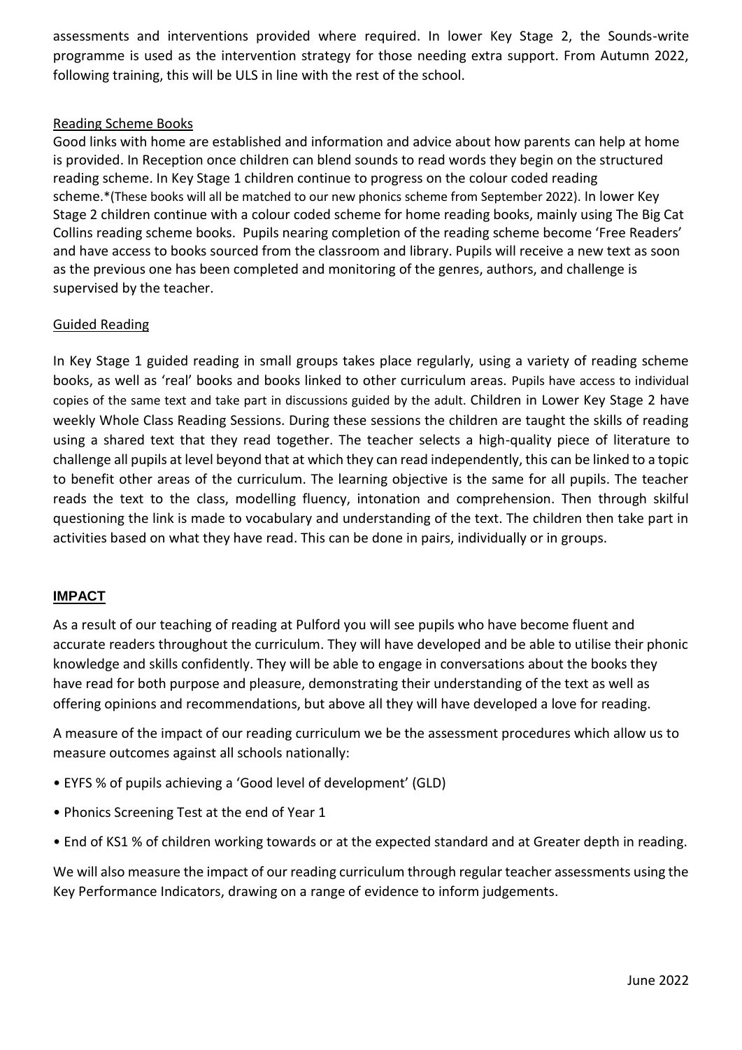assessments and interventions provided where required. In lower Key Stage 2, the Sounds-write programme is used as the intervention strategy for those needing extra support. From Autumn 2022, following training, this will be ULS in line with the rest of the school.

Reading Scheme Books

Good links with home are established and information and advice about how parents can help at home is provided. In Reception once children can blend sounds to read words they begin on the structured reading scheme. In Key Stage 1 children continue to progress on the colour coded reading scheme.*(These books will all be matched to our new phonics scheme from September 2022). In lower Key Stage 2 children continue with a colour coded scheme for home reading books, mainly using The Big Cat Collins reading scheme books. Pupils nearing completion of the reading scheme become 'Free Readers' and have access to books sourced from the classroom and library. Pupils will receive a new text as soon as the previous one has been completed and monitoring of the genres, authors, and challenge is supervised by the teacher.

Guided Reading

In Key Stage 1 guided reading in small groups takes place regularly, using a variety of reading scheme books, as well as 'real' books and books linked to other curriculum areas. Pupils have access to individual copies of the same text and take part in discussions guided by the adult. Children in Lower Key Stage 2 have weekly Whole Class Reading Sessions. During these sessions the children are taught the skills of reading using a shared text that they read together. The teacher selects a high-quality piece of literature to challenge all pupils at level beyond that at which they can read independently, this can be linked to a topic to benefit other areas of the curriculum. The learning objective is the same for all pupils. The teacher reads the text to the class, modelling fluency, intonation and comprehension. Then through skilful questioning the link is made to vocabulary and understanding of the text. The children then take part in activities based on what they have read. This can be done in pairs, individually or in groups.

## IMPACT

As a result of our teaching of reading at Pulford you will see pupils who have become fluent and accurate readers throughout the curriculum. They will have developed and be able to utilise their phonic knowledge and skills confidently. They will be able to engage in conversations about the books they have read for both purpose and pleasure, demonstrating their understanding of the text as well as offering opinions and recommendations, but above all they will have developed a love for reading.

A measure of the impact of our reading curriculum we be the assessment procedures which allow us to measure outcomes against all schools nationally:

- EYFS % of pupils achieving a 'Good level of development' (GLD)
- Phonics Screening Test at the end of Year 1
- End of KS1 % of children working towards or at the expected standard and at Greater depth in reading.

We will also measure the impact of our reading curriculum through regular teacher assessments using the Key Performance Indicators, drawing on a range of evidence to inform judgements.

June 2022